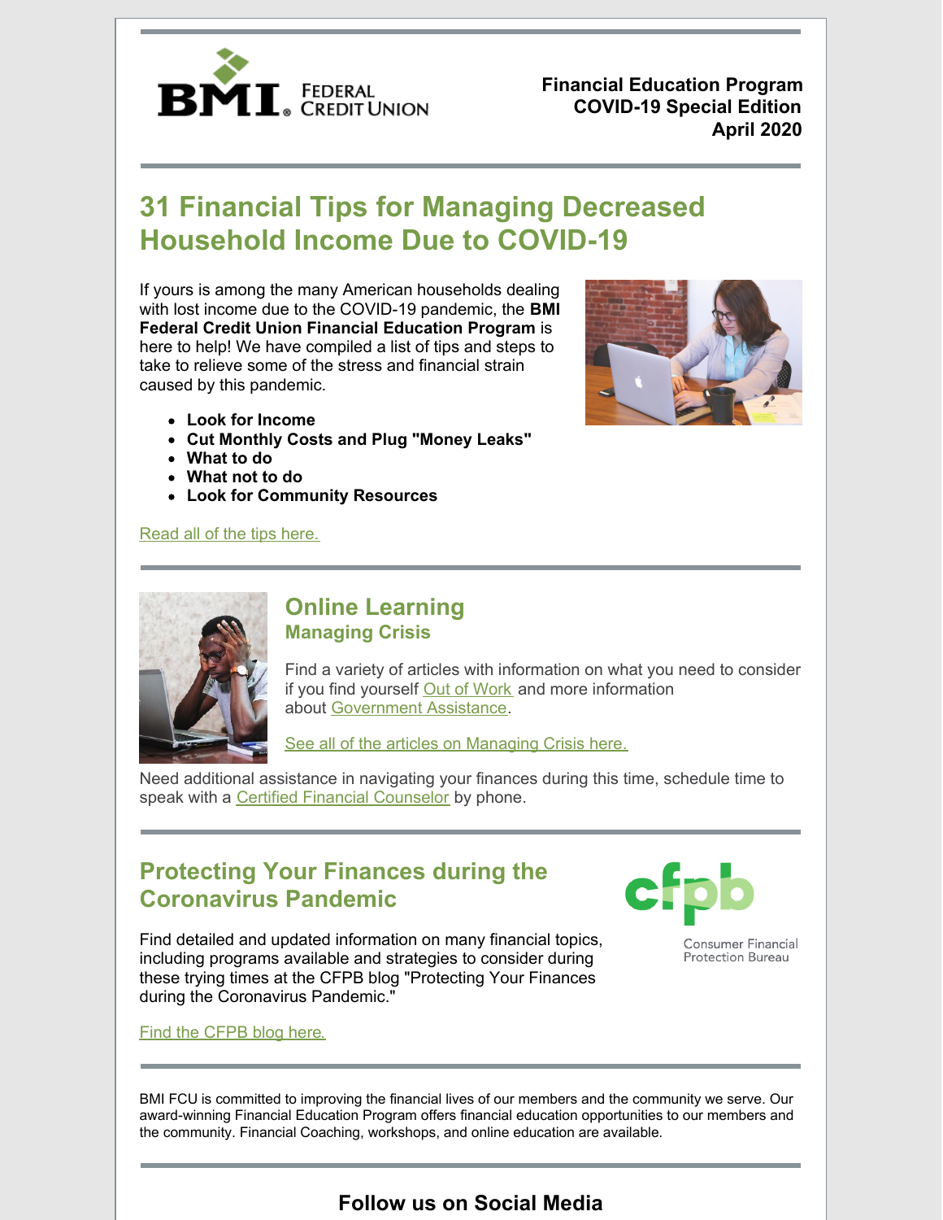**BMI Federal Credit Union**

**Financial Education Program**
**COVID-19 Special Edition**
**April 2020**

## 31 Financial Tips for Managing Decreased Household Income Due to COVID-19

If yours is among the many American households dealing with lost income due to the COVID-19 pandemic, the **BMI Federal Credit Union Financial Education Program** is here to help! We have compiled a list of tips and steps to take to relieve some of the stress and financial strain caused by this pandemic.

- **Look for Income**
- **Cut Monthly Costs and Plug "Money Leaks"**
- **What to do**
- **What not to do**
- **Look for Community Resources**

Read all of the tips here.

## Online Learning

### Managing Crisis

Find a variety of articles with information on what you need to consider if you find yourself Out of Work and more information about Government Assistance.

See all of the articles on Managing Crisis here.

Need additional assistance in navigating your finances during this time, schedule time to speak with a Certified Financial Counselor by phone.

## Protecting Your Finances during the Coronavirus Pandemic

cfpb
Consumer Financial Protection Bureau

Find detailed and updated information on many financial topics, including programs available and strategies to consider during these trying times at the CFPB blog "Protecting Your Finances during the Coronavirus Pandemic."

Find the CFPB blog here.

BMI FCU is committed to improving the financial lives of our members and the community we serve. Our award-winning Financial Education Program offers financial education opportunities to our members and the community. Financial Coaching, workshops, and online education are available.

## Follow us on Social Media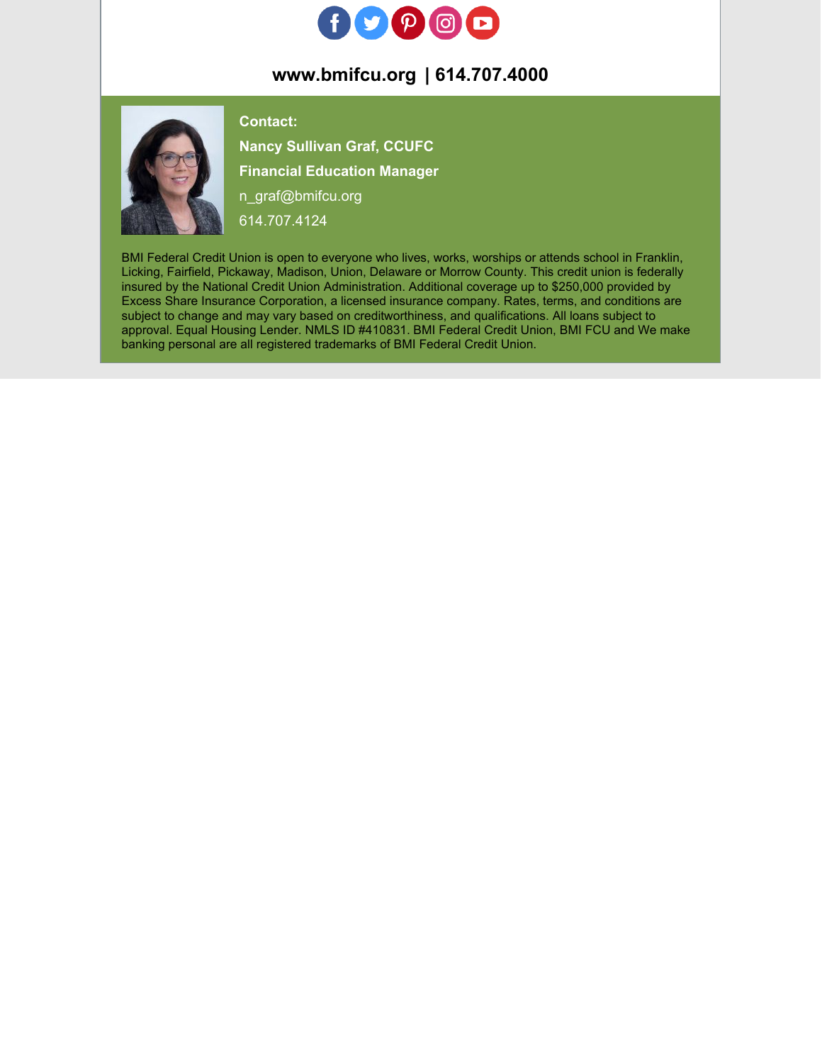**www.bmifcu.org | 614.707.4000**

**Contact:**

**Nancy Sullivan Graf, CCUFC**

**Financial Education Manager**

n_graf@bmifcu.org

614.707.4124

BMI Federal Credit Union is open to everyone who lives, works, worships or attends school in Franklin, Licking, Fairfield, Pickaway, Madison, Union, Delaware or Morrow County. This credit union is federally insured by the National Credit Union Administration. Additional coverage up to $250,000 provided by Excess Share Insurance Corporation, a licensed insurance company. Rates, terms, and conditions are subject to change and may vary based on creditworthiness, and qualifications. All loans subject to approval. Equal Housing Lender. NMLS ID #410831. BMI Federal Credit Union, BMI FCU and We make banking personal are all registered trademarks of BMI Federal Credit Union.